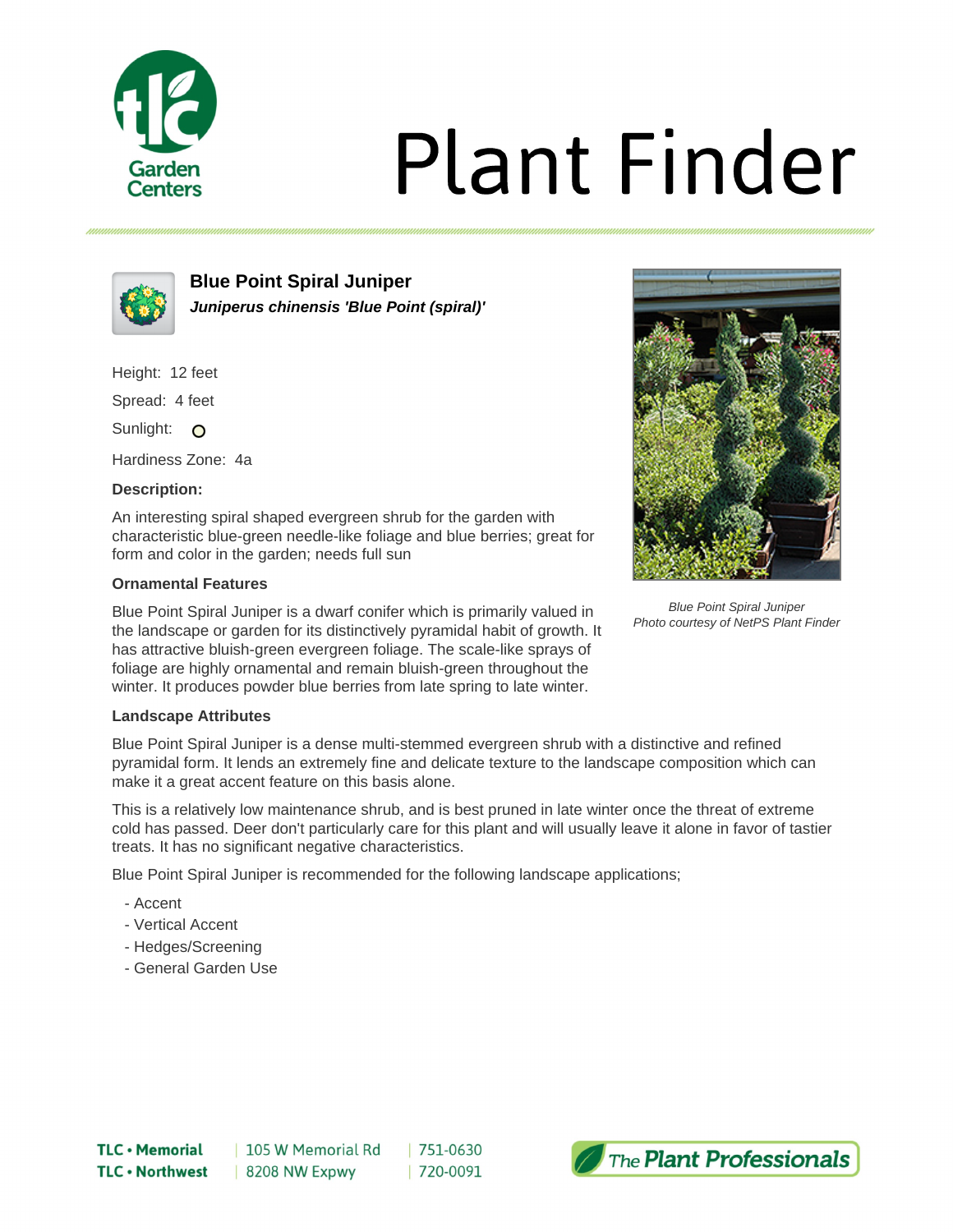# Plant Finder

## Blue Point Spiral Juniper

***Juniperus chinensis 'Blue Point (spiral)'***

Height: 12 feet

Spread: 4 feet

Sunlight: O

Hardiness Zone: 4a

### Description:

An interesting spiral shaped evergreen shrub for the garden with characteristic blue-green needle-like foliage and blue berries; great for form and color in the garden; needs full sun

*Blue Point Spiral Juniper*
*Photo courtesy of NetPS Plant Finder*

### Ornamental Features

Blue Point Spiral Juniper is a dwarf conifer which is primarily valued in the landscape or garden for its distinctively pyramidal habit of growth. It has attractive bluish-green evergreen foliage. The scale-like sprays of foliage are highly ornamental and remain bluish-green throughout the winter. It produces powder blue berries from late spring to late winter.

### Landscape Attributes

Blue Point Spiral Juniper is a dense multi-stemmed evergreen shrub with a distinctive and refined pyramidal form. It lends an extremely fine and delicate texture to the landscape composition which can make it a great accent feature on this basis alone.

This is a relatively low maintenance shrub, and is best pruned in late winter once the threat of extreme cold has passed. Deer don't particularly care for this plant and will usually leave it alone in favor of tastier treats. It has no significant negative characteristics.

Blue Point Spiral Juniper is recommended for the following landscape applications;

- Accent
- Vertical Accent
- Hedges/Screening
- General Garden Use

TLC • Memorial | 105 W Memorial Rd | 751-0630
TLC • Northwest | 8208 NW Expwy | 720-0091

The Plant Professionals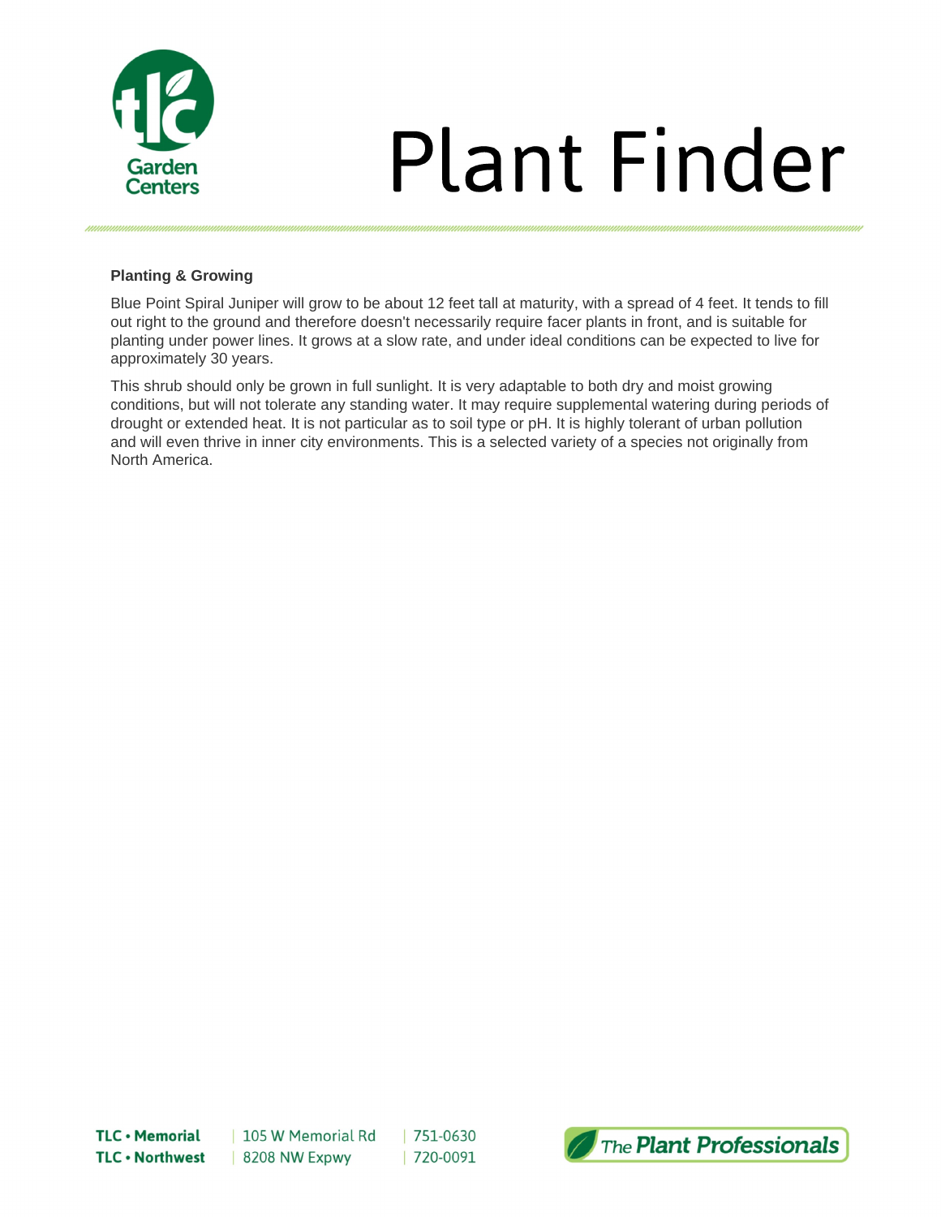**Planting & Growing**

Blue Point Spiral Juniper will grow to be about 12 feet tall at maturity, with a spread of 4 feet. It tends to fill out right to the ground and therefore doesn't necessarily require facer plants in front, and is suitable for planting under power lines. It grows at a slow rate, and under ideal conditions can be expected to live for approximately 30 years.

This shrub should only be grown in full sunlight. It is very adaptable to both dry and moist growing conditions, but will not tolerate any standing water. It may require supplemental watering during periods of drought or extended heat. It is not particular as to soil type or pH. It is highly tolerant of urban pollution and will even thrive in inner city environments. This is a selected variety of a species not originally from North America.